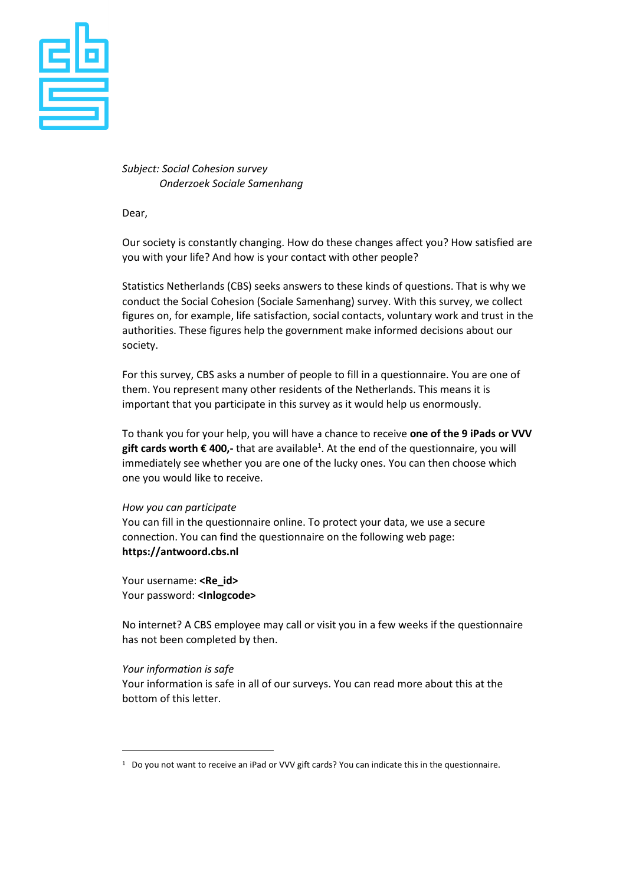*Subject: Social Cohesion survey*
*Onderzoek Sociale Samenhang*

Dear,

Our society is constantly changing. How do these changes affect you? How satisfied are you with your life? And how is your contact with other people?

Statistics Netherlands (CBS) seeks answers to these kinds of questions. That is why we conduct the Social Cohesion (Sociale Samenhang) survey. With this survey, we collect figures on, for example, life satisfaction, social contacts, voluntary work and trust in the authorities. These figures help the government make informed decisions about our society.

For this survey, CBS asks a number of people to fill in a questionnaire. You are one of them. You represent many other residents of the Netherlands. This means it is important that you participate in this survey as it would help us enormously.

To thank you for your help, you will have a chance to receive **one of the 9 iPads or VVV gift cards worth € 400,-** that are available[1]. At the end of the questionnaire, you will immediately see whether you are one of the lucky ones. You can then choose which one you would like to receive.

*How you can participate*
You can fill in the questionnaire online. To protect your data, we use a secure connection. You can find the questionnaire on the following web page:
**https://antwoord.cbs.nl**

Your username: **<Re_id>**
Your password: **<Inlogcode>**

No internet? A CBS employee may call or visit you in a few weeks if the questionnaire has not been completed by then.

*Your information is safe*
Your information is safe in all of our surveys. You can read more about this at the bottom of this letter.

---

[1] Do you not want to receive an iPad or VVV gift cards? You can indicate this in the questionnaire.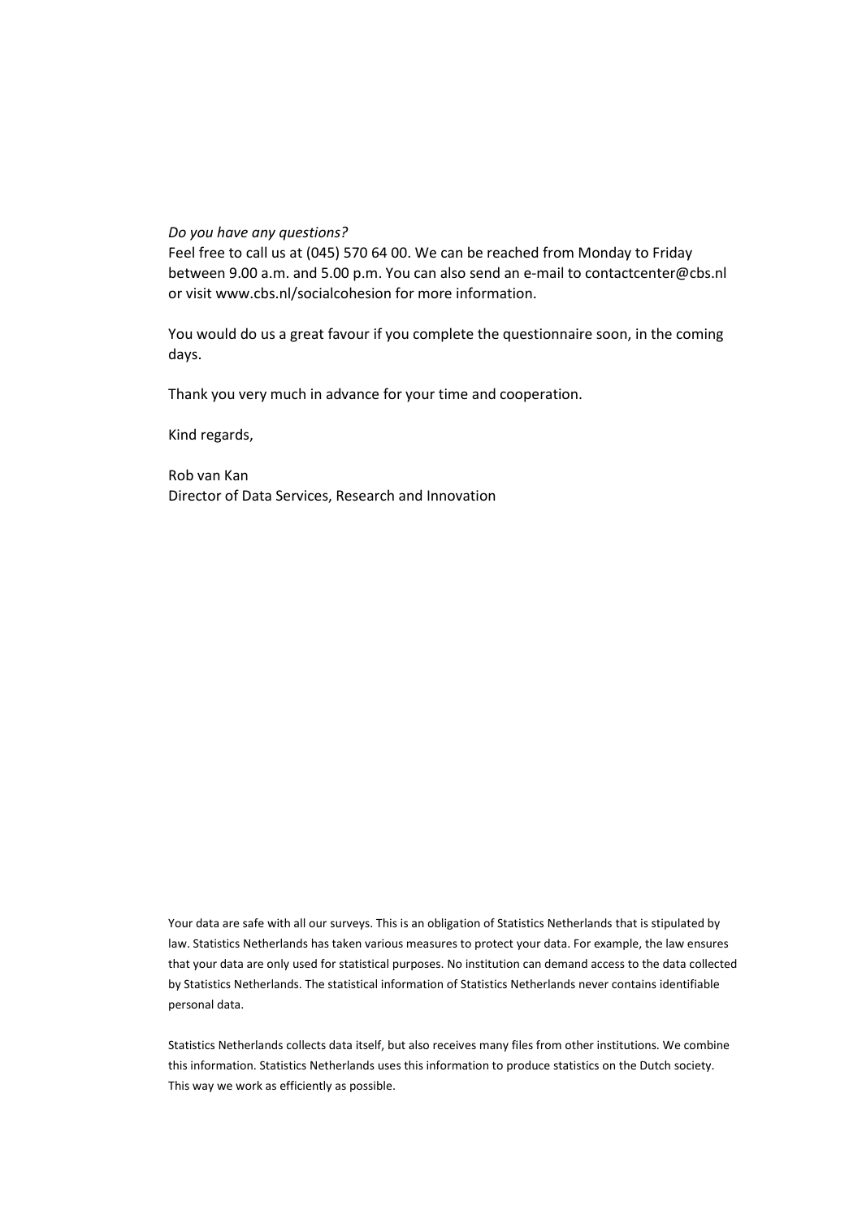*Do you have any questions?*
Feel free to call us at (045) 570 64 00. We can be reached from Monday to Friday between 9.00 a.m. and 5.00 p.m. You can also send an e-mail to contactcenter@cbs.nl or visit www.cbs.nl/socialcohesion for more information.

You would do us a great favour if you complete the questionnaire soon, in the coming days.

Thank you very much in advance for your time and cooperation.

Kind regards,

Rob van Kan
Director of Data Services, Research and Innovation

Your data are safe with all our surveys. This is an obligation of Statistics Netherlands that is stipulated by law. Statistics Netherlands has taken various measures to protect your data. For example, the law ensures that your data are only used for statistical purposes. No institution can demand access to the data collected by Statistics Netherlands. The statistical information of Statistics Netherlands never contains identifiable personal data.

Statistics Netherlands collects data itself, but also receives many files from other institutions. We combine this information. Statistics Netherlands uses this information to produce statistics on the Dutch society. This way we work as efficiently as possible.